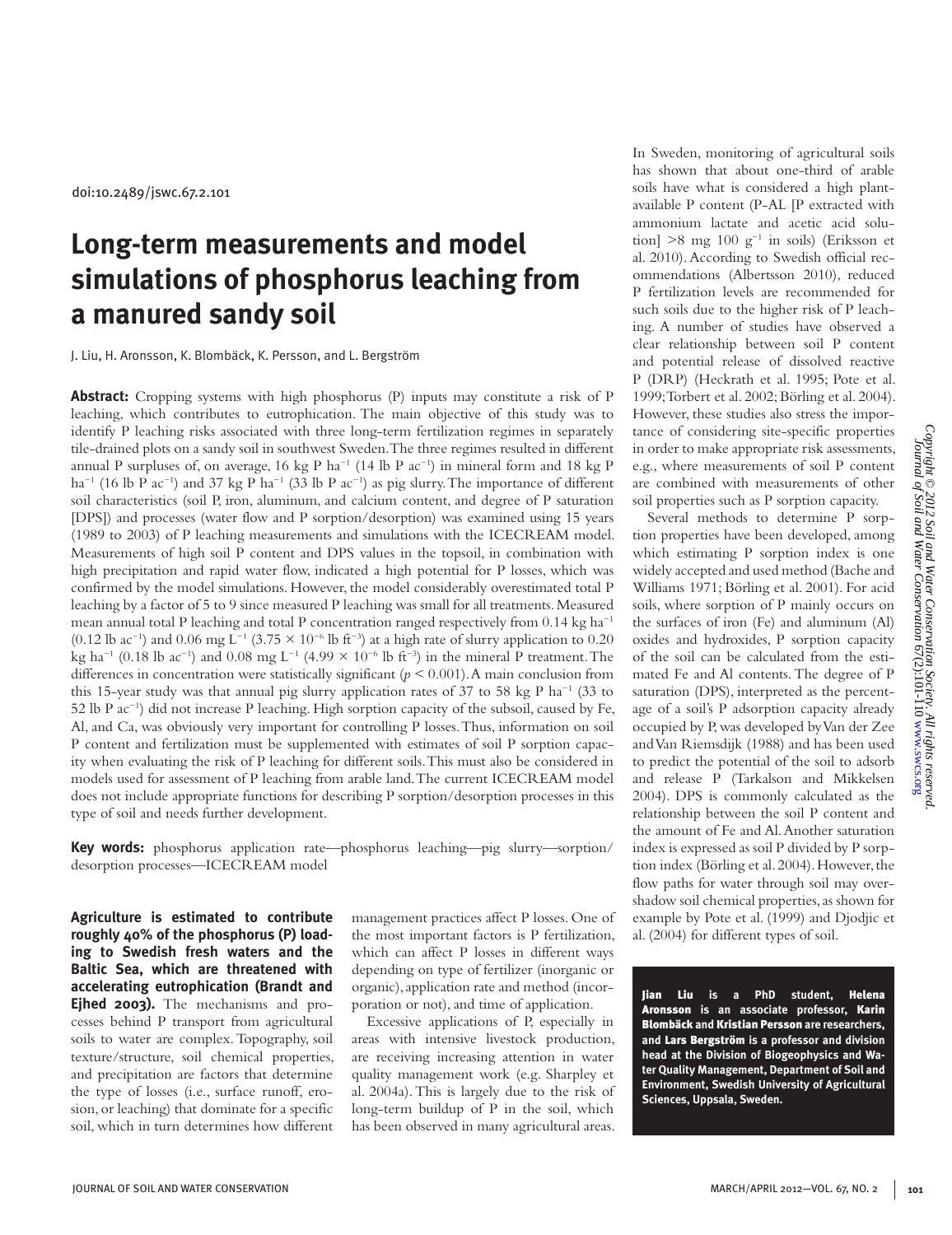doi:10.2489/jswc.67.2.101

# Long-term measurements and model simulations of phosphorus leaching from a manured sandy soil

J. Liu, H. Aronsson, K. Blombäck, K. Persson, and L. Bergström

**Abstract:** Cropping systems with high phosphorus (P) inputs may constitute a risk of P leaching, which contributes to eutrophication. The main objective of this study was to identify P leaching risks associated with three long-term fertilization regimes in separately tile-drained plots on a sandy soil in southwest Sweden. The three regimes resulted in different annual P surpluses of, on average, 16 kg P $ha^{-1}$ (14 lb P $ac^{-1}$) in mineral form and 18 kg P $ha^{-1}$ (16 lb P $ac^{-1}$) and 37 kg P $ha^{-1}$ (33 lb P $ac^{-1}$) as pig slurry. The importance of different soil characteristics (soil P, iron, aluminum, and calcium content, and degree of P saturation [DPS]) and processes (water flow and P sorption/desorption) was examined using 15 years (1989 to 2003) of P leaching measurements and simulations with the ICECREAM model. Measurements of high soil P content and DPS values in the topsoil, in combination with high precipitation and rapid water flow, indicated a high potential for P losses, which was confirmed by the model simulations. However, the model considerably overestimated total P leaching by a factor of 5 to 9 since measured P leaching was small for all treatments. Measured mean annual total P leaching and total P concentration ranged respectively from 0.14 kg $ha^{-1}$ (0.12 lb $ac^{-1}$) and 0.06 mg $L^{-1}$ ($3.75 \times 10^{-6}$ lb $ft^{-3}$) at a high rate of slurry application to 0.20 kg $ha^{-1}$ (0.18 lb $ac^{-1}$) and 0.08 mg $L^{-1}$ ($4.99 \times 10^{-6}$ lb $ft^{-3}$) in the mineral P treatment. The differences in concentration were statistically significant ($p < 0.001$). A main conclusion from this 15-year study was that annual pig slurry application rates of 37 to 58 kg P $ha^{-1}$ (33 to 52 lb P $ac^{-1}$) did not increase P leaching. High sorption capacity of the subsoil, caused by Fe, Al, and Ca, was obviously very important for controlling P losses. Thus, information on soil P content and fertilization must be supplemented with estimates of soil P sorption capacity when evaluating the risk of P leaching for different soils. This must also be considered in models used for assessment of P leaching from arable land. The current ICECREAM model does not include appropriate functions for describing P sorption/desorption processes in this type of soil and needs further development.

**Key words:** phosphorus application rate—phosphorus leaching—pig slurry—sorption/desorption processes—ICECREAM model

**Agriculture is estimated to contribute roughly 40% of the phosphorus (P) loading to Swedish fresh waters and the Baltic Sea, which are threatened with accelerating eutrophication (Brandt and Ejhed 2003).** The mechanisms and processes behind P transport from agricultural soils to water are complex. Topography, soil texture/structure, soil chemical properties, and precipitation are factors that determine the type of losses (i.e., surface runoff, erosion, or leaching) that dominate for a specific soil, which in turn determines how different management practices affect P losses. One of the most important factors is P fertilization, which can affect P losses in different ways depending on type of fertilizer (inorganic or organic), application rate and method (incorporation or not), and time of application.

Excessive applications of P, especially in areas with intensive livestock production, are receiving increasing attention in water quality management work (e.g. Sharpley et al. 2004a). This is largely due to the risk of long-term buildup of P in the soil, which has been observed in many agricultural areas. In Sweden, monitoring of agricultural soils has shown that about one-third of arable soils have what is considered a high plant-available P content (P-AL [P extracted with ammonium lactate and acetic acid solution] >8 mg 100 $g^{-1}$ in soils) (Eriksson et al. 2010). According to Swedish official recommendations (Albertsson 2010), reduced P fertilization levels are recommended for such soils due to the higher risk of P leaching. A number of studies have observed a clear relationship between soil P content and potential release of dissolved reactive P (DRP) (Heckrath et al. 1995; Pote et al. 1999; Torbert et al. 2002; Börling et al. 2004). However, these studies also stress the importance of considering site-specific properties in order to make appropriate risk assessments, e.g., where measurements of soil P content are combined with measurements of other soil properties such as P sorption capacity.

Several methods to determine P sorption properties have been developed, among which estimating P sorption index is one widely accepted and used method (Bache and Williams 1971; Börling et al. 2001). For acid soils, where sorption of P mainly occurs on the surfaces of iron (Fe) and aluminum (Al) oxides and hydroxides, P sorption capacity of the soil can be calculated from the estimated Fe and Al contents. The degree of P saturation (DPS), interpreted as the percentage of a soil's P adsorption capacity already occupied by P, was developed by Van der Zee and Van Riemsdijk (1988) and has been used to predict the potential of the soil to adsorb and release P (Tarkalson and Mikkelsen 2004). DPS is commonly calculated as the relationship between the soil P content and the amount of Fe and Al. Another saturation index is expressed as soil P divided by P sorption index (Börling et al. 2004). However, the flow paths for water through soil may overshadow soil chemical properties, as shown for example by Pote et al. (1999) and Djodjic et al. (2004) for different types of soil.

**Jian Liu** is a PhD student, **Helena Aronsson** is an associate professor, **Karin Blombäck** and **Kristian Persson** are researchers, and **Lars Bergström** is a professor and division head at the Division of Biogeophysics and Water Quality Management, Department of Soil and Environment, Swedish University of Agricultural Sciences, Uppsala, Sweden.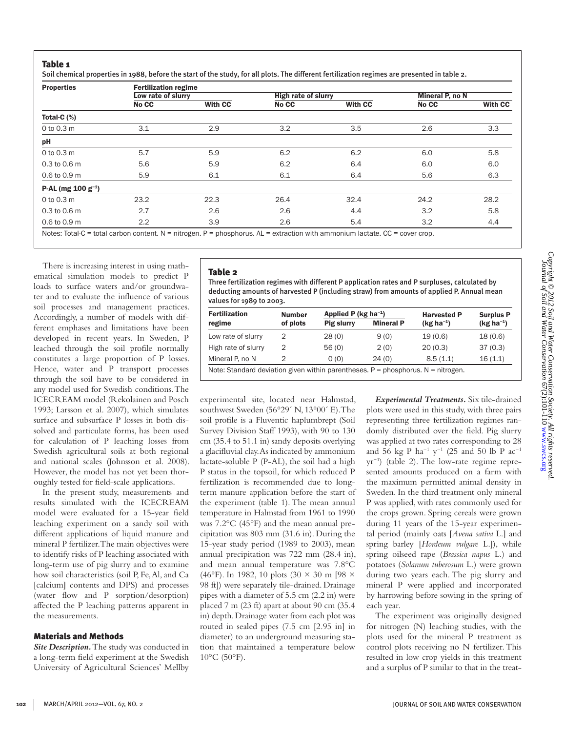**Table 1**

Soil chemical properties in 1988, before the start of the study, for all plots. The different fertilization regimes are presented in table 2.

| Properties | Fertilization regime | | | | | |
|---|---|---|---|---|---|---|
| | Low rate of slurry | | High rate of slurry | | Mineral P, no N | |
| | No CC | With CC | No CC | With CC | No CC | With CC |
| **Total-C (%)** | | | | | | |
| 0 to 0.3 m | 3.1 | 2.9 | 3.2 | 3.5 | 2.6 | 3.3 |
| **pH** | | | | | | |
| 0 to 0.3 m | 5.7 | 5.9 | 6.2 | 6.2 | 6.0 | 5.8 |
| 0.3 to 0.6 m | 5.6 | 5.9 | 6.2 | 6.4 | 6.0 | 6.0 |
| 0.6 to 0.9 m | 5.9 | 6.1 | 6.1 | 6.4 | 5.6 | 6.3 |
| **P-AL (mg 100 $g^{-1}$)** | | | | | | |
| 0 to 0.3 m | 23.2 | 22.3 | 26.4 | 32.4 | 24.2 | 28.2 |
| 0.3 to 0.6 m | 2.7 | 2.6 | 2.6 | 4.4 | 3.2 | 5.8 |
| 0.6 to 0.9 m | 2.2 | 3.9 | 2.6 | 5.4 | 3.2 | 4.4 |

Notes: Total-C = total carbon content. N = nitrogen. P = phosphorus. AL = extraction with ammonium lactate. CC = cover crop.

There is increasing interest in using mathematical simulation models to predict P loads to surface waters and/or groundwater and to evaluate the influence of various soil processes and management practices. Accordingly, a number of models with different emphases and limitations have been developed in recent years. In Sweden, P leached through the soil profile normally constitutes a large proportion of P losses. Hence, water and P transport processes through the soil have to be considered in any model used for Swedish conditions. The ICECREAM model (Rekolainen and Posch 1993; Larsson et al. 2007), which simulates surface and subsurface P losses in both dissolved and particulate forms, has been used for calculation of P leaching losses from Swedish agricultural soils at both regional and national scales (Johnsson et al. 2008). However, the model has not yet been thoroughly tested for field-scale applications.

In the present study, measurements and results simulated with the ICECREAM model were evaluated for a 15-year field leaching experiment on a sandy soil with different applications of liquid manure and mineral P fertilizer. The main objectives were to identify risks of P leaching associated with long-term use of pig slurry and to examine how soil characteristics (soil P, Fe, Al, and Ca [calcium] contents and DPS) and processes (water flow and P sorption/desorption) affected the P leaching patterns apparent in the measurements.

## Materials and Methods

***Site Description.*** The study was conducted in a long-term field experiment at the Swedish University of Agricultural Sciences' Mellby experimental site, located near Halmstad, southwest Sweden (56°29´ N, 13°00´ E). The soil profile is a Fluventic haplumbrept (Soil Survey Division Staff 1993), with 90 to 130 cm (35.4 to 51.1 in) sandy deposits overlying a glacifluvial clay. As indicated by ammonium lactate-soluble P (P-AL), the soil had a high P status in the topsoil, for which reduced P fertilization is recommended due to long-term manure application before the start of the experiment (table 1). The mean annual temperature in Halmstad from 1961 to 1990 was 7.2°C (45°F) and the mean annual precipitation was 803 mm (31.6 in). During the 15-year study period (1989 to 2003), mean annual precipitation was 722 mm (28.4 in), and mean annual temperature was 7.8°C (46°F). In 1982, 10 plots (30 × 30 m [98 × 98 ft]) were separately tile-drained. Drainage pipes with a diameter of 5.5 cm (2.2 in) were placed 7 m (23 ft) apart at about 90 cm (35.4 in) depth. Drainage water from each plot was routed in sealed pipes (7.5 cm [2.95 in] in diameter) to an underground measuring station that maintained a temperature below 10°C (50°F).

**Table 2**

Three fertilization regimes with different P application rates and P surpluses, calculated by deducting amounts of harvested P (including straw) from amounts of applied P. Annual mean values for 1989 to 2003.

| Fertilization regime | Number of plots | Applied P (kg $ha^{-1}$) | | Harvested P (kg $ha^{-1}$) | Surplus P (kg $ha^{-1}$) |
|---|---|---|---|---|---|
| | | Pig slurry | Mineral P | | |
| Low rate of slurry | 2 | 28 (0) | 9 (0) | 19 (0.6) | 18 (0.6) |
| High rate of slurry | 2 | 56 (0) | 2 (0) | 20 (0.3) | 37 (0.3) |
| Mineral P, no N | 2 | 0 (0) | 24 (0) | 8.5 (1.1) | 16 (1.1) |

Note: Standard deviation given within parentheses. P = phosphorus. N = nitrogen.

***Experimental Treatments.*** Six tile-drained plots were used in this study, with three pairs representing three fertilization regimes randomly distributed over the field. Pig slurry was applied at two rates corresponding to 28 and 56 kg P $ha^{-1}$ $y^{-1}$ (25 and 50 lb P $ac^{-1}$ $yr^{-1}$) (table 2). The low-rate regime represented amounts produced on a farm with the maximum permitted animal density in Sweden. In the third treatment only mineral P was applied, with rates commonly used for the crops grown. Spring cereals were grown during 11 years of the 15-year experimental period (mainly oats [*Avena sativa* L.] and spring barley [*Hordeum vulgare* L.]), while spring oilseed rape (*Brassica napus* L.) and potatoes (*Solanum tuberosum* L.) were grown during two years each. The pig slurry and mineral P were applied and incorporated by harrowing before sowing in the spring of each year.

The experiment was originally designed for nitrogen (N) leaching studies, with the plots used for the mineral P treatment as control plots receiving no N fertilizer. This resulted in low crop yields in this treatment and a surplus of P similar to that in the treat-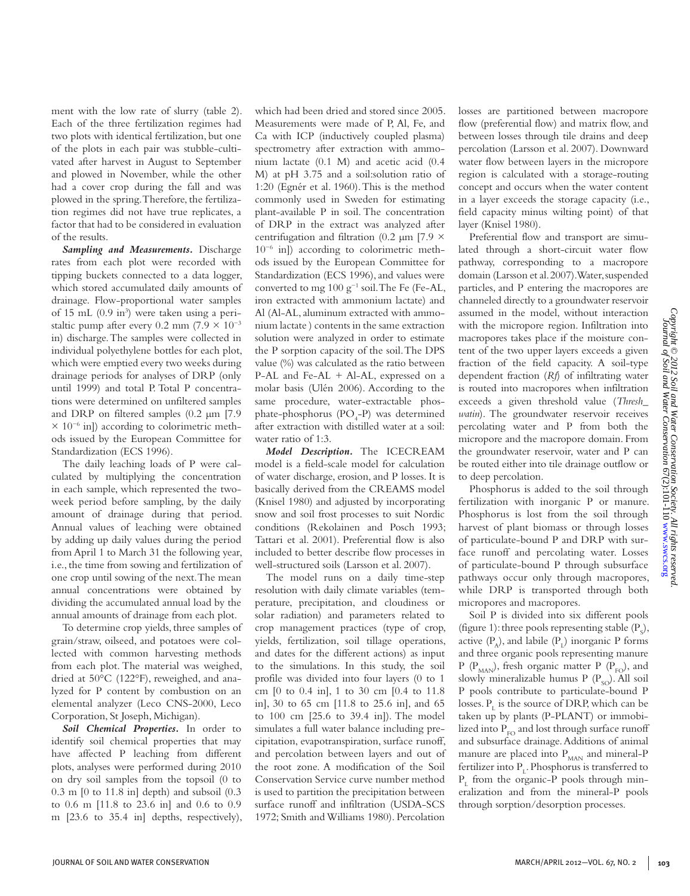ment with the low rate of slurry (table 2). Each of the three fertilization regimes had two plots with identical fertilization, but one of the plots in each pair was stubble-cultivated after harvest in August to September and plowed in November, while the other had a cover crop during the fall and was plowed in the spring. Therefore, the fertilization regimes did not have true replicates, a factor that had to be considered in evaluation of the results.

***Sampling and Measurements.*** Discharge rates from each plot were recorded with tipping buckets connected to a data logger, which stored accumulated daily amounts of drainage. Flow-proportional water samples of 15 mL (0.9 in$^3$) were taken using a peristaltic pump after every 0.2 mm ($7.9 \times 10^{-3}$ in) discharge. The samples were collected in individual polyethylene bottles for each plot, which were emptied every two weeks during drainage periods for analyses of DRP (only until 1999) and total P. Total P concentrations were determined on unfiltered samples and DRP on filtered samples (0.2 μm [$7.9 \times 10^{-6}$ in]) according to colorimetric methods issued by the European Committee for Standardization (ECS 1996).

The daily leaching loads of P were calculated by multiplying the concentration in each sample, which represented the two-week period before sampling, by the daily amount of drainage during that period. Annual values of leaching were obtained by adding up daily values during the period from April 1 to March 31 the following year, i.e., the time from sowing and fertilization of one crop until sowing of the next. The mean annual concentrations were obtained by dividing the accumulated annual load by the annual amounts of drainage from each plot.

To determine crop yields, three samples of grain/straw, oilseed, and potatoes were collected with common harvesting methods from each plot. The material was weighed, dried at 50°C (122°F), reweighed, and analyzed for P content by combustion on an elemental analyzer (Leco CNS-2000, Leco Corporation, St Joseph, Michigan).

***Soil Chemical Properties.*** In order to identify soil chemical properties that may have affected P leaching from different plots, analyses were performed during 2010 on dry soil samples from the topsoil (0 to 0.3 m [0 to 11.8 in] depth) and subsoil (0.3 to 0.6 m [11.8 to 23.6 in] and 0.6 to 0.9 m [23.6 to 35.4 in] depths, respectively), which had been dried and stored since 2005. Measurements were made of P, Al, Fe, and Ca with ICP (inductively coupled plasma) spectrometry after extraction with ammonium lactate (0.1 M) and acetic acid (0.4 M) at pH 3.75 and a soil:solution ratio of 1:20 (Egnér et al. 1960). This is the method commonly used in Sweden for estimating plant-available P in soil. The concentration of DRP in the extract was analyzed after centrifugation and filtration (0.2 μm [$7.9 \times 10^{-6}$ in]) according to colorimetric methods issued by the European Committee for Standardization (ECS 1996), and values were converted to mg 100 g$^{-1}$ soil. The Fe (Fe-AL, iron extracted with ammonium lactate) and Al (Al-AL, aluminum extracted with ammonium lactate ) contents in the same extraction solution were analyzed in order to estimate the P sorption capacity of the soil. The DPS value (%) was calculated as the ratio between P-AL and Fe-AL + Al-AL, expressed on a molar basis (Ulén 2006). According to the same procedure, water-extractable phosphate-phosphorus ($PO_4$-P) was determined after extraction with distilled water at a soil: water ratio of 1:3.

***Model Description.*** The ICECREAM model is a field-scale model for calculation of water discharge, erosion, and P losses. It is basically derived from the CREAMS model (Knisel 1980) and adjusted by incorporating snow and soil frost processes to suit Nordic conditions (Rekolainen and Posch 1993; Tattari et al. 2001). Preferential flow is also included to better describe flow processes in well-structured soils (Larsson et al. 2007).

The model runs on a daily time-step resolution with daily climate variables (temperature, precipitation, and cloudiness or solar radiation) and parameters related to crop management practices (type of crop, yields, fertilization, soil tillage operations, and dates for the different actions) as input to the simulations. In this study, the soil profile was divided into four layers (0 to 1 cm [0 to 0.4 in], 1 to 30 cm [0.4 to 11.8 in], 30 to 65 cm [11.8 to 25.6 in], and 65 to 100 cm [25.6 to 39.4 in]). The model simulates a full water balance including precipitation, evapotranspiration, surface runoff, and percolation between layers and out of the root zone. A modification of the Soil Conservation Service curve number method is used to partition the precipitation between surface runoff and infiltration (USDA-SCS 1972; Smith and Williams 1980). Percolation losses are partitioned between macropore flow (preferential flow) and matrix flow, and between losses through tile drains and deep percolation (Larsson et al. 2007). Downward water flow between layers in the micropore region is calculated with a storage-routing concept and occurs when the water content in a layer exceeds the storage capacity (i.e., field capacity minus wilting point) of that layer (Knisel 1980).

Preferential flow and transport are simulated through a short-circuit water flow pathway, corresponding to a macropore domain (Larsson et al. 2007). Water, suspended particles, and P entering the macropores are channeled directly to a groundwater reservoir assumed in the model, without interaction with the micropore region. Infiltration into macropores takes place if the moisture content of the two upper layers exceeds a given fraction of the field capacity. A soil-type dependent fraction (*Rf*) of infiltrating water is routed into macropores when infiltration exceeds a given threshold value (*Thresh_watin*). The groundwater reservoir receives percolating water and P from both the micropore and the macropore domain. From the groundwater reservoir, water and P can be routed either into tile drainage outflow or to deep percolation.

Phosphorus is added to the soil through fertilization with inorganic P or manure. Phosphorus is lost from the soil through harvest of plant biomass or through losses of particulate-bound P and DRP with surface runoff and percolating water. Losses of particulate-bound P through subsurface pathways occur only through macropores, while DRP is transported through both micropores and macropores.

Soil P is divided into six different pools (figure 1): three pools representing stable ($P_S$), active ($P_A$), and labile ($P_L$) inorganic P forms and three organic pools representing manure P ($P_{MAN}$), fresh organic matter P ($P_{FO}$), and slowly mineralizable humus P ($P_{SO}$). All soil P pools contribute to particulate-bound P losses. $P_L$ is the source of DRP, which can be taken up by plants (P-PLANT) or immobilized into $P_{FO}$ and lost through surface runoff and subsurface drainage. Additions of animal manure are placed into $P_{MAN}$ and mineral-P fertilizer into $P_L$. Phosphorus is transferred to $P_L$ from the organic-P pools through mineralization and from the mineral-P pools through sorption/desorption processes.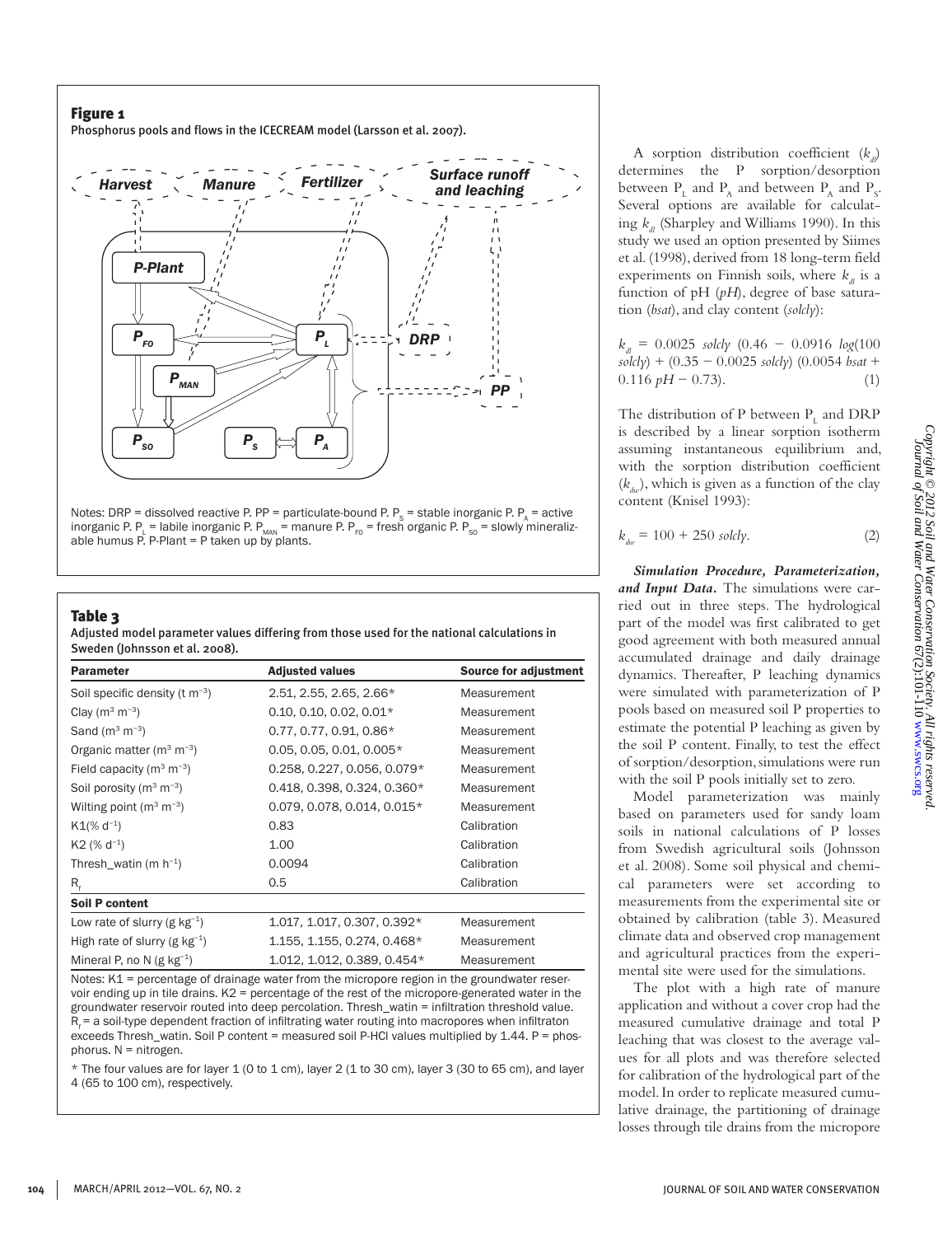## Figure 1

Phosphorus pools and flows in the ICECREAM model (Larsson et al. 2007).

Notes: DRP = dissolved reactive P. PP = particulate-bound P. $P_S$ = stable inorganic P. $P_A$ = active inorganic P. $P_L$ = labile inorganic P. $P_{MAN}$ = manure P. $P_{FO}$ = fresh organic P. $P_{SO}$ = slowly mineralizable humus P. P-Plant = P taken up by plants.

## Table 3

Adjusted model parameter values differing from those used for the national calculations in Sweden (Johnsson et al. 2008).

| Parameter | Adjusted values | Source for adjustment |
|---|---|---|
| Soil specific density (t m$^{-3}$) | 2.51, 2.55, 2.65, 2.66* | Measurement |
| Clay (m$^3$ m$^{-3}$) | 0.10, 0.10, 0.02, 0.01* | Measurement |
| Sand (m$^3$ m$^{-3}$) | 0.77, 0.77, 0.91, 0.86* | Measurement |
| Organic matter (m$^3$ m$^{-3}$) | 0.05, 0.05, 0.01, 0.005* | Measurement |
| Field capacity (m$^3$ m$^{-3}$) | 0.258, 0.227, 0.056, 0.079* | Measurement |
| Soil porosity (m$^3$ m$^{-3}$) | 0.418, 0.398, 0.324, 0.360* | Measurement |
| Wilting point (m$^3$ m$^{-3}$) | 0.079, 0.078, 0.014, 0.015* | Measurement |
| K1(% d$^{-1}$) | 0.83 | Calibration |
| K2 (% d$^{-1}$) | 1.00 | Calibration |
| Thresh_watin (m h$^{-1}$) | 0.0094 | Calibration |
| $R_f$ | 0.5 | Calibration |
| **Soil P content** | | |
| Low rate of slurry (g kg$^{-1}$) | 1.017, 1.017, 0.307, 0.392* | Measurement |
| High rate of slurry (g kg$^{-1}$) | 1.155, 1.155, 0.274, 0.468* | Measurement |
| Mineral P, no N (g kg$^{-1}$) | 1.012, 1.012, 0.389, 0.454* | Measurement |

Notes: K1 = percentage of drainage water from the micropore region in the groundwater reservoir ending up in tile drains. K2 = percentage of the rest of the micropore-generated water in the groundwater reservoir routed into deep percolation. Thresh_watin = infiltration threshold value. $R_f$ = a soil-type dependent fraction of infiltrating water routing into macropores when infiltraton exceeds Thresh_watin. Soil P content = measured soil P-HCl values multiplied by 1.44. P = phosphorus. N = nitrogen.

* The four values are for layer 1 (0 to 1 cm), layer 2 (1 to 30 cm), layer 3 (30 to 65 cm), and layer 4 (65 to 100 cm), respectively.

A sorption distribution coefficient ($k_{dl}$) determines the P sorption/desorption between $P_L$ and $P_A$ and between $P_A$ and $P_S$. Several options are available for calculating $k_{dl}$ (Sharpley and Williams 1990). In this study we used an option presented by Siimes et al. (1998), derived from 18 long-term field experiments on Finnish soils, where $k_{dl}$ is a function of pH (*pH*), degree of base saturation (*bsat*), and clay content (*solcly*):

$$k_{dl} = 0.0025\ solcly\ (0.46 - 0.0916\ log(100\ solcly) + (0.35 - 0.0025\ solcly)\ (0.0054\ bsat + 0.116\ pH - 0.73). \quad (1)$$

The distribution of P between $P_L$ and DRP is described by a linear sorption isotherm assuming instantaneous equilibrium and, with the sorption distribution coefficient ($k_{dw}$), which is given as a function of the clay content (Knisel 1993):

$$k_{dw} = 100 + 250\ solcly. \quad (2)$$

***Simulation Procedure, Parameterization, and Input Data.*** The simulations were carried out in three steps. The hydrological part of the model was first calibrated to get good agreement with both measured annual accumulated drainage and daily drainage dynamics. Thereafter, P leaching dynamics were simulated with parameterization of P pools based on measured soil P properties to estimate the potential P leaching as given by the soil P content. Finally, to test the effect of sorption/desorption, simulations were run with the soil P pools initially set to zero.

Model parameterization was mainly based on parameters used for sandy loam soils in national calculations of P losses from Swedish agricultural soils (Johnsson et al. 2008). Some soil physical and chemical parameters were set according to measurements from the experimental site or obtained by calibration (table 3). Measured climate data and observed crop management and agricultural practices from the experimental site were used for the simulations.

The plot with a high rate of manure application and without a cover crop had the measured cumulative drainage and total P leaching that was closest to the average values for all plots and was therefore selected for calibration of the hydrological part of the model. In order to replicate measured cumulative drainage, the partitioning of drainage losses through tile drains from the micropore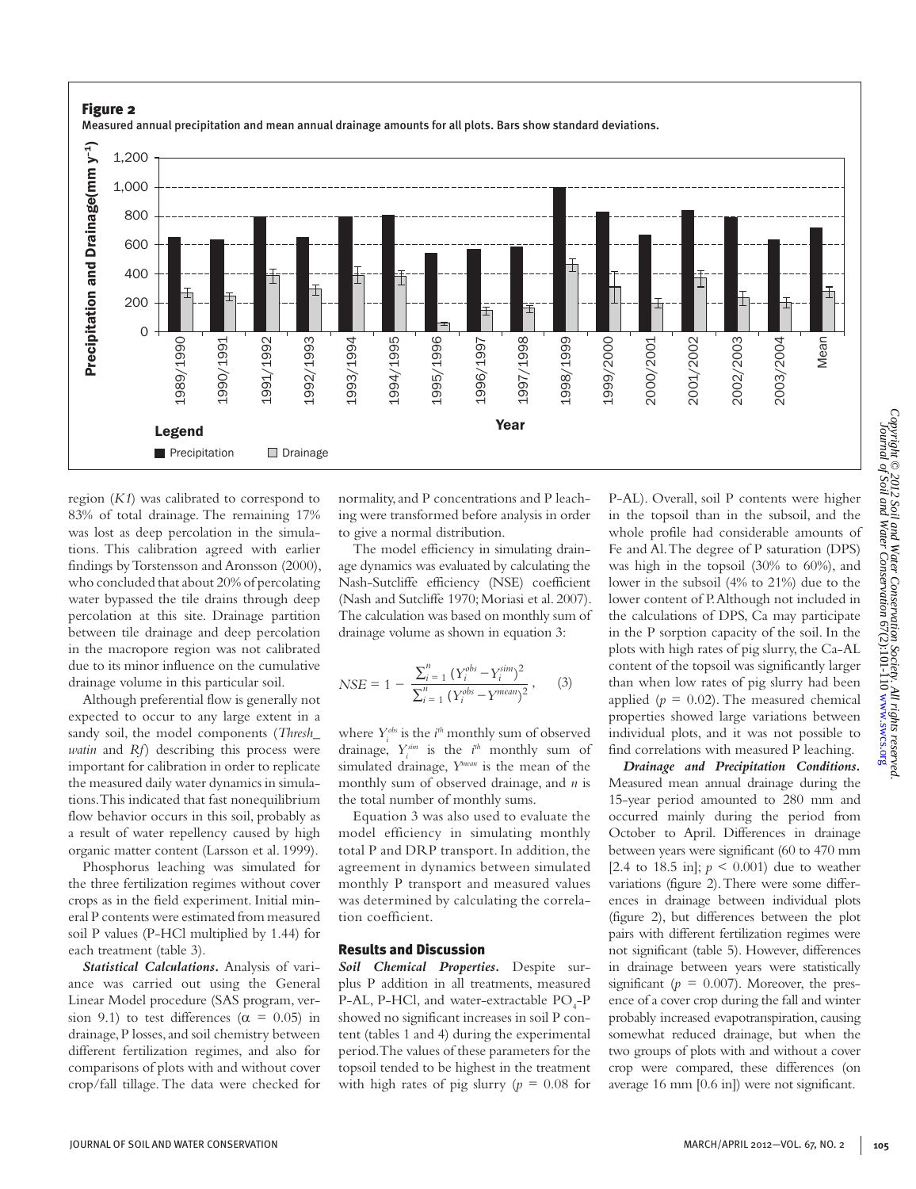**Figure 2**

Measured annual precipitation and mean annual drainage amounts for all plots. Bars show standard deviations.

region (*K1*) was calibrated to correspond to 83% of total drainage. The remaining 17% was lost as deep percolation in the simulations. This calibration agreed with earlier findings by Torstensson and Aronsson (2000), who concluded that about 20% of percolating water bypassed the tile drains through deep percolation at this site. Drainage partition between tile drainage and deep percolation in the macropore region was not calibrated due to its minor influence on the cumulative drainage volume in this particular soil.

Although preferential flow is generally not expected to occur to any large extent in a sandy soil, the model components (*Thresh_watin* and *Rf*) describing this process were important for calibration in order to replicate the measured daily water dynamics in simulations. This indicated that fast nonequilibrium flow behavior occurs in this soil, probably as a result of water repellency caused by high organic matter content (Larsson et al. 1999).

Phosphorus leaching was simulated for the three fertilization regimes without cover crops as in the field experiment. Initial mineral P contents were estimated from measured soil P values (P-HCl multiplied by 1.44) for each treatment (table 3).

***Statistical Calculations.*** Analysis of variance was carried out using the General Linear Model procedure (SAS program, version 9.1) to test differences ($\alpha = 0.05$) in drainage, P losses, and soil chemistry between different fertilization regimes, and also for comparisons of plots with and without cover crop/fall tillage. The data were checked for normality, and P concentrations and P leaching were transformed before analysis in order to give a normal distribution.

The model efficiency in simulating drainage dynamics was evaluated by calculating the Nash-Sutcliffe efficiency (NSE) coefficient (Nash and Sutcliffe 1970; Moriasi et al. 2007). The calculation was based on monthly sum of drainage volume as shown in equation 3:

$$NSE = 1 - \frac{\sum_{i=1}^{n}(Y_i^{obs} - Y_i^{sim})^2}{\sum_{i=1}^{n}(Y_i^{obs} - Y^{mean})^2}, \quad (3)$$

where $Y_i^{obs}$ is the $i^{th}$ monthly sum of observed drainage, $Y_i^{sim}$ is the $i^{th}$ monthly sum of simulated drainage, $Y^{mean}$ is the mean of the monthly sum of observed drainage, and $n$ is the total number of monthly sums.

Equation 3 was also used to evaluate the model efficiency in simulating monthly total P and DRP transport. In addition, the agreement in dynamics between simulated monthly P transport and measured values was determined by calculating the correlation coefficient.

## Results and Discussion

***Soil Chemical Properties.*** Despite surplus P addition in all treatments, measured P-AL, P-HCl, and water-extractable $PO_4$-P showed no significant increases in soil P content (tables 1 and 4) during the experimental period. The values of these parameters for the topsoil tended to be highest in the treatment with high rates of pig slurry ($p = 0.08$ for P-AL). Overall, soil P contents were higher in the topsoil than in the subsoil, and the whole profile had considerable amounts of Fe and Al. The degree of P saturation (DPS) was high in the topsoil (30% to 60%), and lower in the subsoil (4% to 21%) due to the lower content of P. Although not included in the calculations of DPS, Ca may participate in the P sorption capacity of the soil. In the plots with high rates of pig slurry, the Ca-AL content of the topsoil was significantly larger than when low rates of pig slurry had been applied ($p = 0.02$). The measured chemical properties showed large variations between individual plots, and it was not possible to find correlations with measured P leaching.

***Drainage and Precipitation Conditions.*** Measured mean annual drainage during the 15-year period amounted to 280 mm and occurred mainly during the period from October to April. Differences in drainage between years were significant (60 to 470 mm [2.4 to 18.5 in]; $p < 0.001$) due to weather variations (figure 2). There were some differences in drainage between individual plots (figure 2), but differences between the plot pairs with different fertilization regimes were not significant (table 5). However, differences in drainage between years were statistically significant ($p = 0.007$). Moreover, the presence of a cover crop during the fall and winter probably increased evapotranspiration, causing somewhat reduced drainage, but when the two groups of plots with and without a cover crop were compared, these differences (on average 16 mm [0.6 in]) were not significant.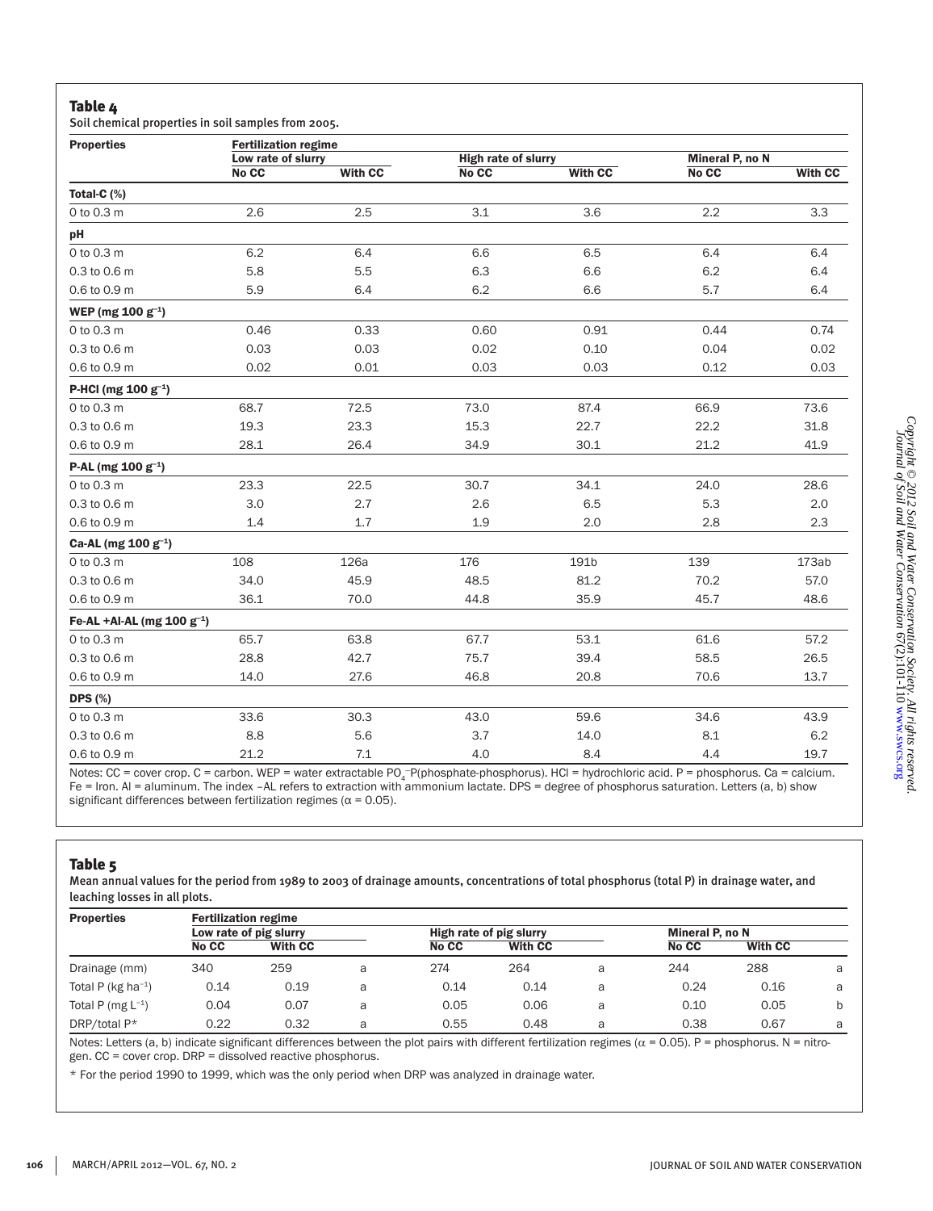**Table 4**

Soil chemical properties in soil samples from 2005.

| Properties | Fertilization regime | | | | | |
|---|---|---|---|---|---|---|
| | Low rate of slurry | | High rate of slurry | | Mineral P, no N | |
| | No CC | With CC | No CC | With CC | No CC | With CC |
| **Total-C (%)** | | | | | | |
| 0 to 0.3 m | 2.6 | 2.5 | 3.1 | 3.6 | 2.2 | 3.3 |
| **pH** | | | | | | |
| 0 to 0.3 m | 6.2 | 6.4 | 6.6 | 6.5 | 6.4 | 6.4 |
| 0.3 to 0.6 m | 5.8 | 5.5 | 6.3 | 6.6 | 6.2 | 6.4 |
| 0.6 to 0.9 m | 5.9 | 6.4 | 6.2 | 6.6 | 5.7 | 6.4 |
| **WEP (mg 100 $g^{-1}$)** | | | | | | |
| 0 to 0.3 m | 0.46 | 0.33 | 0.60 | 0.91 | 0.44 | 0.74 |
| 0.3 to 0.6 m | 0.03 | 0.03 | 0.02 | 0.10 | 0.04 | 0.02 |
| 0.6 to 0.9 m | 0.02 | 0.01 | 0.03 | 0.03 | 0.12 | 0.03 |
| **P-HCl (mg 100 $g^{-1}$)** | | | | | | |
| 0 to 0.3 m | 68.7 | 72.5 | 73.0 | 87.4 | 66.9 | 73.6 |
| 0.3 to 0.6 m | 19.3 | 23.3 | 15.3 | 22.7 | 22.2 | 31.8 |
| 0.6 to 0.9 m | 28.1 | 26.4 | 34.9 | 30.1 | 21.2 | 41.9 |
| **P-AL (mg 100 $g^{-1}$)** | | | | | | |
| 0 to 0.3 m | 23.3 | 22.5 | 30.7 | 34.1 | 24.0 | 28.6 |
| 0.3 to 0.6 m | 3.0 | 2.7 | 2.6 | 6.5 | 5.3 | 2.0 |
| 0.6 to 0.9 m | 1.4 | 1.7 | 1.9 | 2.0 | 2.8 | 2.3 |
| **Ca-AL (mg 100 $g^{-1}$)** | | | | | | |
| 0 to 0.3 m | 108 | 126a | 176 | 191b | 139 | 173ab |
| 0.3 to 0.6 m | 34.0 | 45.9 | 48.5 | 81.2 | 70.2 | 57.0 |
| 0.6 to 0.9 m | 36.1 | 70.0 | 44.8 | 35.9 | 45.7 | 48.6 |
| **Fe-AL +Al-AL (mg 100 $g^{-1}$)** | | | | | | |
| 0 to 0.3 m | 65.7 | 63.8 | 67.7 | 53.1 | 61.6 | 57.2 |
| 0.3 to 0.6 m | 28.8 | 42.7 | 75.7 | 39.4 | 58.5 | 26.5 |
| 0.6 to 0.9 m | 14.0 | 27.6 | 46.8 | 20.8 | 70.6 | 13.7 |
| **DPS (%)** | | | | | | |
| 0 to 0.3 m | 33.6 | 30.3 | 43.0 | 59.6 | 34.6 | 43.9 |
| 0.3 to 0.6 m | 8.8 | 5.6 | 3.7 | 14.0 | 8.1 | 6.2 |
| 0.6 to 0.9 m | 21.2 | 7.1 | 4.0 | 8.4 | 4.4 | 19.7 |

Notes: CC = cover crop. C = carbon. WEP = water extractable $PO_4^-$-P(phosphate-phosphorus). HCl = hydrochloric acid. P = phosphorus. Ca = calcium. Fe = Iron. Al = aluminum. The index –AL refers to extraction with ammonium lactate. DPS = degree of phosphorus saturation. Letters (a, b) show significant differences between fertilization regimes ($\alpha = 0.05$).

**Table 5**

Mean annual values for the period from 1989 to 2003 of drainage amounts, concentrations of total phosphorus (total P) in drainage water, and leaching losses in all plots.

| Properties | Fertilization regime | | | | | | | | |
|---|---|---|---|---|---|---|---|---|---|
| | Low rate of pig slurry | | | High rate of pig slurry | | | Mineral P, no N | | |
| | No CC | With CC | | No CC | With CC | | No CC | With CC | |
| Drainage (mm) | 340 | 259 | a | 274 | 264 | a | 244 | 288 | a |
| Total P (kg $ha^{-1}$) | 0.14 | 0.19 | a | 0.14 | 0.14 | a | 0.24 | 0.16 | a |
| Total P (mg $L^{-1}$) | 0.04 | 0.07 | a | 0.05 | 0.06 | a | 0.10 | 0.05 | b |
| DRP/total P* | 0.22 | 0.32 | a | 0.55 | 0.48 | a | 0.38 | 0.67 | a |

Notes: Letters (a, b) indicate significant differences between the plot pairs with different fertilization regimes ($\alpha = 0.05$). P = phosphorus. N = nitrogen. CC = cover crop. DRP = dissolved reactive phosphorus.

* For the period 1990 to 1999, which was the only period when DRP was analyzed in drainage water.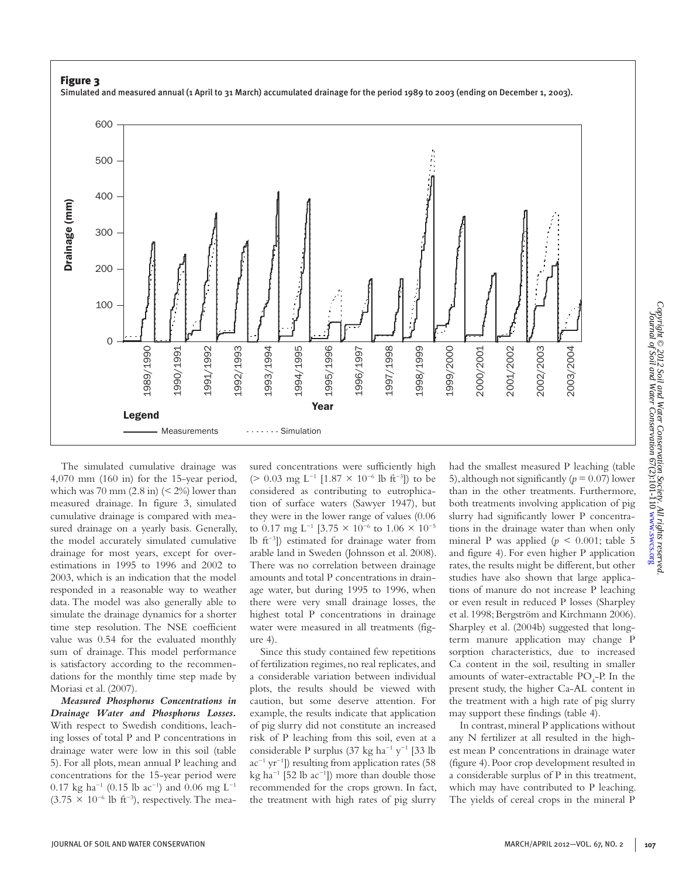**Figure 3**

Simulated and measured annual (1 April to 31 March) accumulated drainage for the period 1989 to 2003 (ending on December 1, 2003).

The simulated cumulative drainage was 4,070 mm (160 in) for the 15-year period, which was 70 mm (2.8 in) (< 2%) lower than measured drainage. In figure 3, simulated cumulative drainage is compared with measured drainage on a yearly basis. Generally, the model accurately simulated cumulative drainage for most years, except for overestimations in 1995 to 1996 and 2002 to 2003, which is an indication that the model responded in a reasonable way to weather data. The model was also generally able to simulate the drainage dynamics for a shorter time step resolution. The NSE coefficient value was 0.54 for the evaluated monthly sum of drainage. This model performance is satisfactory according to the recommendations for the monthly time step made by Moriasi et al. (2007).

***Measured Phosphorus Concentrations in Drainage Water and Phosphorus Losses.*** With respect to Swedish conditions, leaching losses of total P and P concentrations in drainage water were low in this soil (table 5). For all plots, mean annual P leaching and concentrations for the 15-year period were 0.17 kg ha$^{-1}$ (0.15 lb ac$^{-1}$) and 0.06 mg L$^{-1}$ ($3.75 \times 10^{-6}$ lb ft$^{-3}$), respectively. The measured concentrations were sufficiently high (> 0.03 mg L$^{-1}$ [$1.87 \times 10^{-6}$ lb ft$^{-3}$]) to be considered as contributing to eutrophication of surface waters (Sawyer 1947), but they were in the lower range of values (0.06 to 0.17 mg L$^{-1}$ [$3.75 \times 10^{-6}$ to $1.06 \times 10^{-5}$ lb ft$^{-3}$]) estimated for drainage water from arable land in Sweden (Johnsson et al. 2008). There was no correlation between drainage amounts and total P concentrations in drainage water, but during 1995 to 1996, when there were very small drainage losses, the highest total P concentrations in drainage water were measured in all treatments (figure 4).

Since this study contained few repetitions of fertilization regimes, no real replicates, and a considerable variation between individual plots, the results should be viewed with caution, but some deserve attention. For example, the results indicate that application of pig slurry did not constitute an increased risk of P leaching from this soil, even at a considerable P surplus (37 kg ha$^{-1}$ y$^{-1}$ [33 lb ac$^{-1}$ yr$^{-1}$]) resulting from application rates (58 kg ha$^{-1}$ [52 lb ac$^{-1}$]) more than double those recommended for the crops grown. In fact, the treatment with high rates of pig slurry had the smallest measured P leaching (table 5), although not significantly ($p = 0.07$) lower than in the other treatments. Furthermore, both treatments involving application of pig slurry had significantly lower P concentrations in the drainage water than when only mineral P was applied ($p < 0.001$; table 5 and figure 4). For even higher P application rates, the results might be different, but other studies have also shown that large applications of manure do not increase P leaching or even result in reduced P losses (Sharpley et al. 1998; Bergström and Kirchmann 2006). Sharpley et al. (2004b) suggested that long-term manure application may change P sorption characteristics, due to increased Ca content in the soil, resulting in smaller amounts of water-extractable $PO_4$-P. In the present study, the higher Ca-AL content in the treatment with a high rate of pig slurry may support these findings (table 4).

In contrast, mineral P applications without any N fertilizer at all resulted in the highest mean P concentrations in drainage water (figure 4). Poor crop development resulted in a considerable surplus of P in this treatment, which may have contributed to P leaching. The yields of cereal crops in the mineral P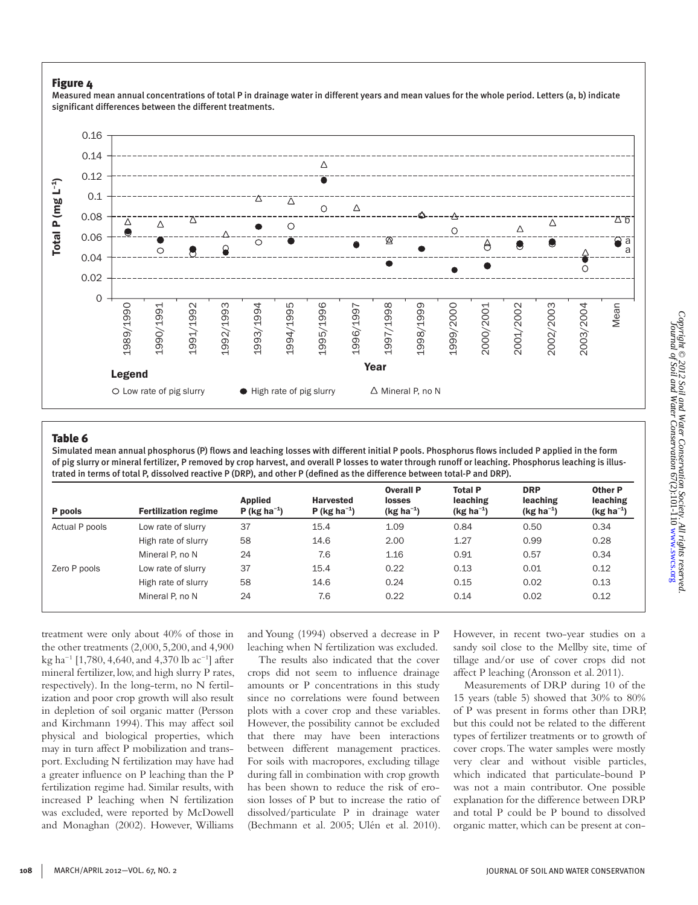## Figure 4

Measured mean annual concentrations of total P in drainage water in different years and mean values for the whole period. Letters (a, b) indicate significant differences between the different treatments.

## Table 6

Simulated mean annual phosphorus (P) flows and leaching losses with different initial P pools. Phosphorus flows included P applied in the form of pig slurry or mineral fertilizer, P removed by crop harvest, and overall P losses to water through runoff or leaching. Phosphorus leaching is illustrated in terms of total P, dissolved reactive P (DRP), and other P (defined as the difference between total-P and DRP).

| P pools | Fertilization regime | Applied P (kg ha$^{-1}$) | Harvested P (kg ha$^{-1}$) | Overall P losses (kg ha$^{-1}$) | Total P leaching (kg ha$^{-1}$) | DRP leaching (kg ha$^{-1}$) | Other P leaching (kg ha$^{-1}$) |
|---|---|---|---|---|---|---|---|
| Actual P pools | Low rate of slurry | 37 | 15.4 | 1.09 | 0.84 | 0.50 | 0.34 |
| | High rate of slurry | 58 | 14.6 | 2.00 | 1.27 | 0.99 | 0.28 |
| | Mineral P, no N | 24 | 7.6 | 1.16 | 0.91 | 0.57 | 0.34 |
| Zero P pools | Low rate of slurry | 37 | 15.4 | 0.22 | 0.13 | 0.01 | 0.12 |
| | High rate of slurry | 58 | 14.6 | 0.24 | 0.15 | 0.02 | 0.13 |
| | Mineral P, no N | 24 | 7.6 | 0.22 | 0.14 | 0.02 | 0.12 |

treatment were only about 40% of those in the other treatments (2,000, 5,200, and 4,900 kg ha$^{-1}$ [1,780, 4,640, and 4,370 lb ac$^{-1}$] after mineral fertilizer, low, and high slurry P rates, respectively). In the long-term, no N fertilization and poor crop growth will also result in depletion of soil organic matter (Persson and Kirchmann 1994). This may affect soil physical and biological properties, which may in turn affect P mobilization and transport. Excluding N fertilization may have had a greater influence on P leaching than the P fertilization regime had. Similar results, with increased P leaching when N fertilization was excluded, were reported by McDowell and Monaghan (2002). However, Williams and Young (1994) observed a decrease in P leaching when N fertilization was excluded.

The results also indicated that the cover crops did not seem to influence drainage amounts or P concentrations in this study since no correlations were found between plots with a cover crop and these variables. However, the possibility cannot be excluded that there may have been interactions between different management practices. For soils with macropores, excluding tillage during fall in combination with crop growth has been shown to reduce the risk of erosion losses of P but to increase the ratio of dissolved/particulate P in drainage water (Bechmann et al. 2005; Ulén et al. 2010). However, in recent two-year studies on a sandy soil close to the Mellby site, time of tillage and/or use of cover crops did not affect P leaching (Aronsson et al. 2011).

Measurements of DRP during 10 of the 15 years (table 5) showed that 30% to 80% of P was present in forms other than DRP, but this could not be related to the different types of fertilizer treatments or to growth of cover crops. The water samples were mostly very clear and without visible particles, which indicated that particulate-bound P was not a main contributor. One possible explanation for the difference between DRP and total P could be P bound to dissolved organic matter, which can be present at con-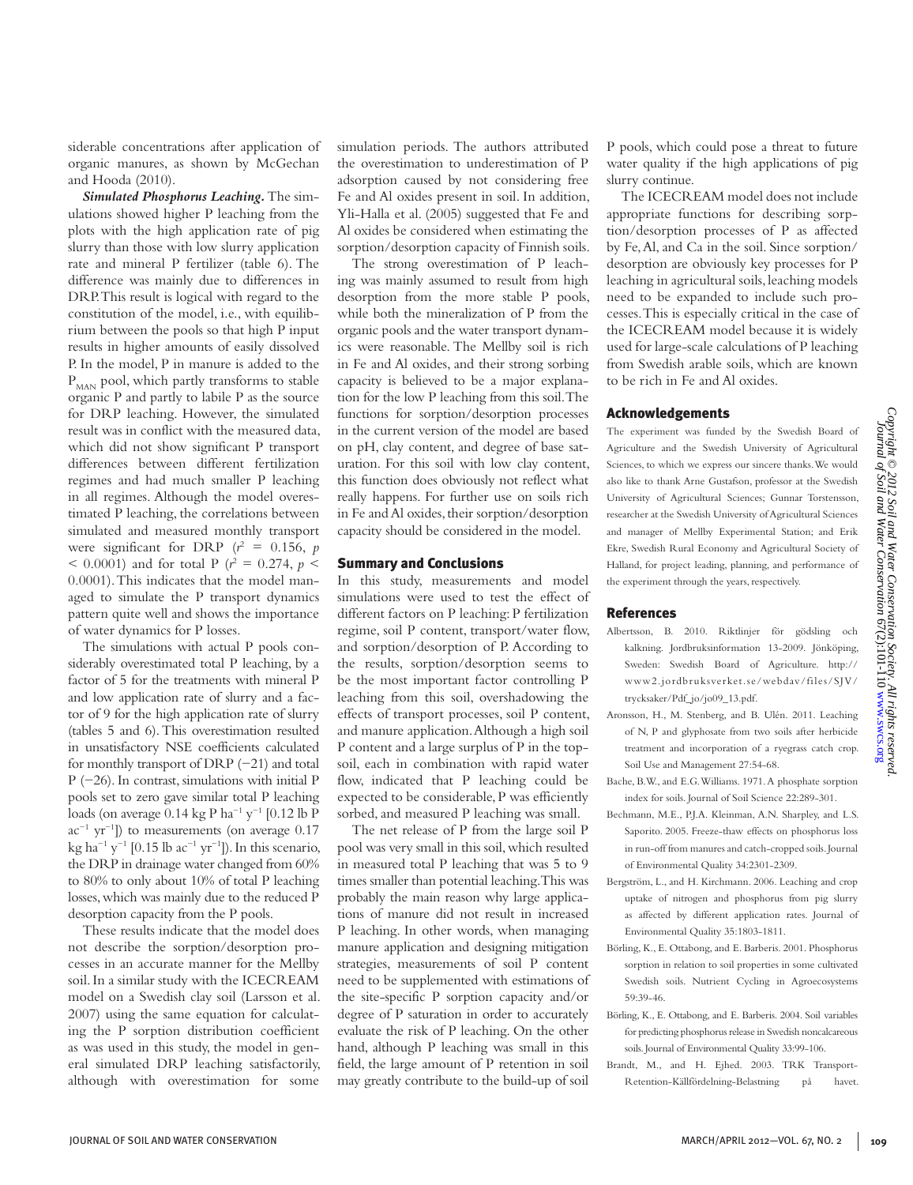siderable concentrations after application of organic manures, as shown by McGechan and Hooda (2010).

***Simulated Phosphorus Leaching.*** The simulations showed higher P leaching from the plots with the high application rate of pig slurry than those with low slurry application rate and mineral P fertilizer (table 6). The difference was mainly due to differences in DRP. This result is logical with regard to the constitution of the model, i.e., with equilibrium between the pools so that high P input results in higher amounts of easily dissolved P. In the model, P in manure is added to the $P_{MAN}$ pool, which partly transforms to stable organic P and partly to labile P as the source for DRP leaching. However, the simulated result was in conflict with the measured data, which did not show significant P transport differences between different fertilization regimes and had much smaller P leaching in all regimes. Although the model overestimated P leaching, the correlations between simulated and measured monthly transport were significant for DRP ($r^2$ = 0.156, $p$ < 0.0001) and for total P ($r^2$ = 0.274, $p$ < 0.0001). This indicates that the model managed to simulate the P transport dynamics pattern quite well and shows the importance of water dynamics for P losses.

The simulations with actual P pools considerably overestimated total P leaching, by a factor of 5 for the treatments with mineral P and low application rate of slurry and a factor of 9 for the high application rate of slurry (tables 5 and 6). This overestimation resulted in unsatisfactory NSE coefficients calculated for monthly transport of DRP (−21) and total P (−26). In contrast, simulations with initial P pools set to zero gave similar total P leaching loads (on average 0.14 kg P $ha^{-1}$ $y^{-1}$ [0.12 lb P $ac^{-1}$ $yr^{-1}$]) to measurements (on average 0.17 kg $ha^{-1}$ $y^{-1}$ [0.15 lb $ac^{-1}$ $yr^{-1}$]). In this scenario, the DRP in drainage water changed from 60% to 80% to only about 10% of total P leaching losses, which was mainly due to the reduced P desorption capacity from the P pools.

These results indicate that the model does not describe the sorption/desorption processes in an accurate manner for the Mellby soil. In a similar study with the ICECREAM model on a Swedish clay soil (Larsson et al. 2007) using the same equation for calculating the P sorption distribution coefficient as was used in this study, the model in general simulated DRP leaching satisfactorily, although with overestimation for some simulation periods. The authors attributed the overestimation to underestimation of P adsorption caused by not considering free Fe and Al oxides present in soil. In addition, Yli-Halla et al. (2005) suggested that Fe and Al oxides be considered when estimating the sorption/desorption capacity of Finnish soils.

The strong overestimation of P leaching was mainly assumed to result from high desorption from the more stable P pools, while both the mineralization of P from the organic pools and the water transport dynamics were reasonable. The Mellby soil is rich in Fe and Al oxides, and their strong sorbing capacity is believed to be a major explanation for the low P leaching from this soil. The functions for sorption/desorption processes in the current version of the model are based on pH, clay content, and degree of base saturation. For this soil with low clay content, this function does obviously not reflect what really happens. For further use on soils rich in Fe and Al oxides, their sorption/desorption capacity should be considered in the model.

## Summary and Conclusions

In this study, measurements and model simulations were used to test the effect of different factors on P leaching: P fertilization regime, soil P content, transport/water flow, and sorption/desorption of P. According to the results, sorption/desorption seems to be the most important factor controlling P leaching from this soil, overshadowing the effects of transport processes, soil P content, and manure application. Although a high soil P content and a large surplus of P in the topsoil, each in combination with rapid water flow, indicated that P leaching could be expected to be considerable, P was efficiently sorbed, and measured P leaching was small.

The net release of P from the large soil P pool was very small in this soil, which resulted in measured total P leaching that was 5 to 9 times smaller than potential leaching. This was probably the main reason why large applications of manure did not result in increased P leaching. In other words, when managing manure application and designing mitigation strategies, measurements of soil P content need to be supplemented with estimations of the site-specific P sorption capacity and/or degree of P saturation in order to accurately evaluate the risk of P leaching. On the other hand, although P leaching was small in this field, the large amount of P retention in soil may greatly contribute to the build-up of soil P pools, which could pose a threat to future water quality if the high applications of pig slurry continue.

The ICECREAM model does not include appropriate functions for describing sorption/desorption processes of P as affected by Fe, Al, and Ca in the soil. Since sorption/desorption are obviously key processes for P leaching in agricultural soils, leaching models need to be expanded to include such processes. This is especially critical in the case of the ICECREAM model because it is widely used for large-scale calculations of P leaching from Swedish arable soils, which are known to be rich in Fe and Al oxides.

## Acknowledgements

The experiment was funded by the Swedish Board of Agriculture and the Swedish University of Agricultural Sciences, to which we express our sincere thanks. We would also like to thank Arne Gustafson, professor at the Swedish University of Agricultural Sciences; Gunnar Torstensson, researcher at the Swedish University of Agricultural Sciences and manager of Mellby Experimental Station; and Erik Ekre, Swedish Rural Economy and Agricultural Society of Halland, for project leading, planning, and performance of the experiment through the years, respectively.

## References

Albertsson, B. 2010. Riktlinjer för gödsling och kalkning. Jordbruksinformation 13-2009. Jönköping, Sweden: Swedish Board of Agriculture. http://www2.jordbruksverket.se/webdav/files/SJV/trycksaker/Pdf_jo/jo09_13.pdf.

Aronsson, H., M. Stenberg, and B. Ulén. 2011. Leaching of N, P and glyphosate from two soils after herbicide treatment and incorporation of a ryegrass catch crop. Soil Use and Management 27:54-68.

Bache, B.W., and E.G. Williams. 1971. A phosphate sorption index for soils. Journal of Soil Science 22:289-301.

Bechmann, M.E., P.J.A. Kleinman, A.N. Sharpley, and L.S. Saporito. 2005. Freeze-thaw effects on phosphorus loss in run-off from manures and catch-cropped soils. Journal of Environmental Quality 34:2301-2309.

Bergström, L., and H. Kirchmann. 2006. Leaching and crop uptake of nitrogen and phosphorus from pig slurry as affected by different application rates. Journal of Environmental Quality 35:1803-1811.

Börling, K., E. Ottabong, and E. Barberis. 2001. Phosphorus sorption in relation to soil properties in some cultivated Swedish soils. Nutrient Cycling in Agroecosystems 59:39-46.

Börling, K., E. Ottabong, and E. Barberis. 2004. Soil variables for predicting phosphorus release in Swedish noncalcareous soils. Journal of Environmental Quality 33:99-106.

Brandt, M., and H. Ejhed. 2003. TRK Transport-Retention-Källfördelning-Belastning på havet.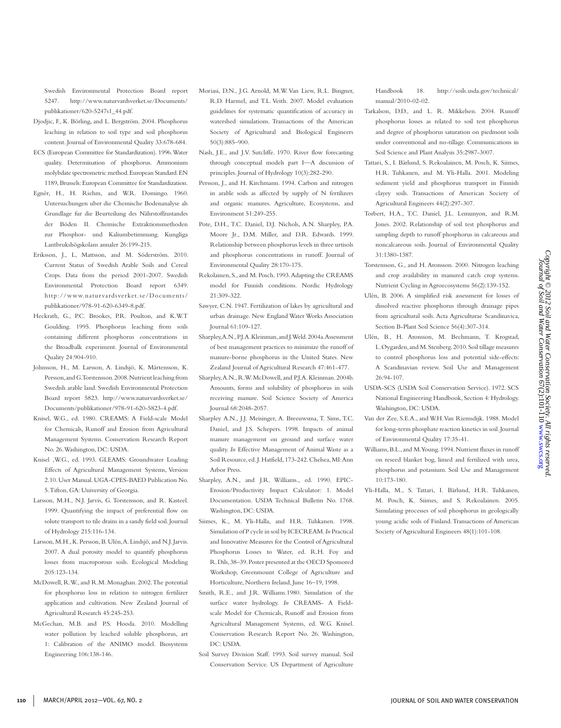Swedish Environmental Protection Board report 5247. http://www.naturvardsverket.se/Documents/publikationer/620-5247s1_44.pdf.

Djodjic, F., K. Börling, and L. Bergström. 2004. Phosphorus leaching in relation to soil type and soil phosphorus content. Journal of Environmental Quality 33:678-684.

ECS (European Committee for Standardization). 1996. Water quality. Determination of phosphorus. Ammonium molybdate spectrometric method. European Standard. EN 1189, Brussels: European Committee for Standardization.

Egnér, H., H. Riehm, and W.R. Domingo. 1960. Untersuchungen uber die Chemische Bodenanalyse als Grundlage fur die Beurteilung des Nährstoffzustandes der Böden II. Chemische Extraktionsmethoden zur Phosphor- und Kaliumbetimmung. Kungliga Lantbrukshögskolans annaler 26:199-215.

Eriksson, J., L, Mattsson, and M. Söderström. 2010. Current Status of Swedish Arable Soils and Cereal Crops. Data from the period 2001-2007. Swedish Environmental Protection Board report 6349. http://www.naturvardsverket.se/Documents/publikationer/978-91-620-6349-8.pdf.

Heckrath, G., P.C. Brookes, P.R. Poulton, and K.W.T Goulding. 1995. Phosphorus leaching from soils containing different phosphorus concentrations in the Broadbalk experiment. Journal of Environmental Quality 24:904-910.

Johnsson, H., M. Larsson, A. Lindsjö, K. Mårtensson, K. Persson, and G. Torstensson. 2008. Nutrient leaching from Swedish arable land. Swedish Environmental Protection Board report 5823. http://www.naturvardsverket.se/Documents/publikationer/978-91-620-5823-4.pdf.

Knisel, W.G., ed. 1980. CREAMS: A Field-scale Model for Chemicals, Runoff and Erosion from Agricultural Management Systems. Conservation Research Report No. 26. Washington, DC: USDA.

Knisel ,W.G., ed. 1993. GLEAMS: Groundwater Loading Effects of Agricultural Management Systems, Version 2.10. User Manual. UGA-CPES-BAED Publication No. 5. Tifton, GA: University of Georgia.

Larsson, M.H., N.J. Jarvis, G. Torstensson, and R. Kasteel. 1999. Quantifying the impact of preferential flow on solute transport to tile drains in a sandy field soil. Journal of Hydrology 215:116-134.

Larsson, M.H., K. Persson, B. Ulén, A. Lindsjö, and N.J. Jarvis. 2007. A dual porosity model to quantify phosphorus losses from macroporous soils. Ecological Modeling 205:123-134.

McDowell, R.W., and R.M. Monaghan. 2002. The potential for phosphorus loss in relation to nitrogen fertilizer application and cultivation. New Zealand Journal of Agricultural Research 45:245-253.

McGechan, M.B. and P.S. Hooda. 2010. Modelling water pollution by leached soluble phosphorus, art 1: Calibration of the ANIMO model. Biosystems Engineering 106:138-146.

Moriasi, D.N., J.G. Arnold, M.W. Van Liew, R.L. Bingner, R.D. Harmel, and T.L. Veith. 2007. Model evaluation guidelines for systematic quantification of accuracy in watershed simulations. Transactions of the American Society of Agricultural and Biological Engineers 50(3):885–900.

Nash, J.E., and J.V. Sutcliffe. 1970. River flow forecasting through conceptual models part I—A discussion of principles. Journal of Hydrology 10(3):282-290.

Persson, J., and H. Kirchmann. 1994. Carbon and nitrogen in arable soils as affected by supply of N fertilizers and organic manures. Agriculture, Ecosystems, and Environment 51:249-255.

Pote, D.H., T.C. Daniel, D.J. Nichols, A.N. Sharpley, P.A. Moore Jr., D.M. Miller, and D.R. Edwards. 1999. Relationship between phosphorus levels in three urtisols and phosphorus concentrations in runoff. Journal of Environmental Quality 28:170-175.

Rekolainen, S., and M. Posch. 1993. Adapting the CREAMS model for Finnish conditions. Nordic Hydrology 21:309-322.

Sawyer, C.N. 1947. Fertilization of lakes by agricultural and urban drainage. New England Water Works Association Journal 61:109-127.

Sharpley, A.N., P.J.A. Kleinman, and J. Weld. 2004a. Assessment of best management practices to minimize the runoff of manure-borne phosphorus in the United States. New Zealand Journal of Agricultural Research 47:461-477.

Sharpley, A.N., R.W. McDowell, and P.J.A. Kleinman. 2004b. Amounts, forms and solubility of phosphorus in soils receiving manure. Soil Science Society of America Journal 68:2048-2057.

Sharpley A.N., J.J. Meisinger, A. Breeuwsma, T. Sims, T.C. Daniel, and J.S. Schepers. 1998. Impacts of animal manure management on ground and surface water quality. *In* Effective Management of Animal Waste as a Soil Resource, ed. J. Hatfield, 173-242. Chelsea, MI: Ann Arbor Press.

Sharpley, A.N., and J.R. Williams., ed. 1990. EPIC-Erosion/Productivity Impact Calculator: 1. Model Documentation. USDA Technical Bulletin No. 1768. Washington, DC: USDA.

Siimes, K., M. Yli-Halla, and H.R. Tuhkanen. 1998. Simulation of P cycle in soil by ICECREAM. *In* Practical and Innovative Measures for the Control of Agricultural Phosphorus Losses to Water, ed. R.H. Foy and R. Dils, 38–39. Poster presented at the OECD Sponsored Workshop, Greenmount College of Agriculture and Horticulture, Northern Ireland, June 16–19, 1998.

Smith, R.E., and J.R. Williams.1980. Simulation of the surface water hydrology. *In* CREAMS- A Field-scale Model for Chemicals, Runoff and Erosion from Agricultural Management Systems, ed. W.G. Knisel. Conservation Research Report No. 26. Washington, DC: USDA.

Soil Survey Division Staff. 1993. Soil survey manual. Soil Conservation Service. US Department of Agriculture Handbook 18. http://soils.usda.gov/technical/manual/2010-02-02.

Tarkalson, D.D., and L. R. Mikkelsen. 2004. Runoff phosphorus losses as related to soil test phosphorus and degree of phosphorus saturation on piedmont soils under conventional and no-tillage. Communications in Soil Science and Plant Analysis 35:2987-3007.

Tattari, S., I. Bärlund, S. Rekoalainen, M. Posch, K. Siimes, H.R. Tuhkanen, and M. Yli-Halla. 2001. Modeling sediment yield and phosphorus transport in Finnish clayey soils. Transactions of American Society of Agricultural Engineers 44(2):297-307.

Torbert, H.A., T.C. Daniel, J.L. Lemunyon, and R.M. Jones. 2002. Relationship of soil test phosphorus and sampling depth to runoff phosphorus in calcareous and noncalcareous soils. Journal of Environmental Quality 31:1380-1387.

Torstensson, G., and H. Aronsson. 2000. Nitrogen leaching and crop availability in manured catch crop systems. Nutrient Cycling in Agroecosystems 56(2):139-152.

Ulén, B. 2006. A simplified risk assessment for losses of dissolved reactive phosphorus through drainage pipes from agricultural soils. Acta Agriculturae Scandinavica, Section B-Plant Soil Science 56(4):307-314.

Ulén, B., H. Aronsson, M. Bechmann, T. Krogstad, L. Øygarden, and M. Stenberg. 2010. Soil tillage measures to control phosphorus loss and potential side-effects: A Scandinavian review. Soil Use and Management 26:94-107.

USDA-SCS (USDA Soil Conservation Service). 1972. SCS National Engineering Handbook, Section 4: Hydrology. Washington, DC: USDA.

Van der Zee, S.E.A., and W.H. Van Riemsdijk. 1988. Model for long-term phosphate reaction kinetics in soil. Journal of Environmental Quality 17:35-41.

Williams, B.L., and M. Young. 1994. Nutrient fluxes in runoff on reseed blanket bog, limed and fertilized with urea, phosphorus and potassium. Soil Use and Management 10:173-180.

Yli-Halla, M., S. Tattari, I. Bärlund, H.R. Tuhkanen, M. Posch, K. Siimes, and S. Rekoalainen. 2005. Simulating processes of soil phosphorus in geologically young acidic soils of Finland. Transactions of American Society of Agricultural Engineers 48(1):101-108.